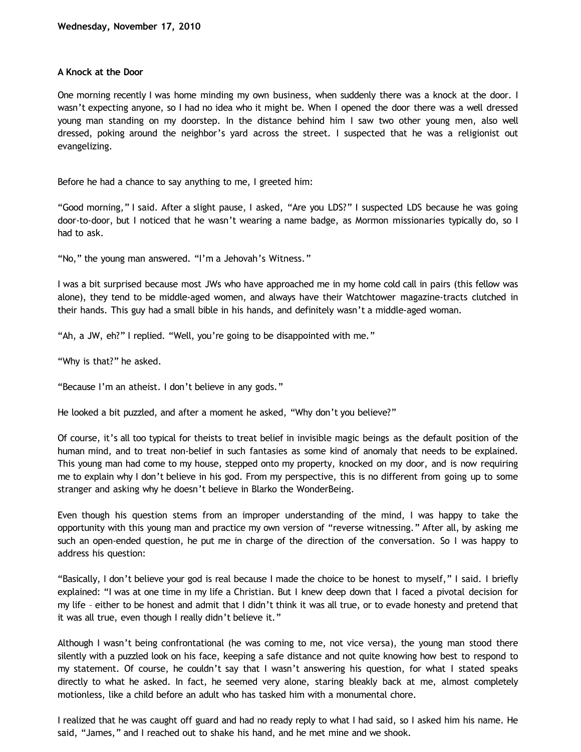**Wednesday, November 17, 2010**

**A Knock at the Door**

One morning recently I was home minding my own business, when suddenly there was a knock at the door. I wasn't expecting anyone, so I had no idea who it might be. When I opened the door there was a well dressed young man standing on my doorstep. In the distance behind him I saw two other young men, also well dressed, poking around the neighbor's yard across the street. I suspected that he was a religionist out evangelizing.

Before he had a chance to say anything to me, I greeted him:

"Good morning," I said. After a slight pause, I asked, "Are you LDS?" I suspected LDS because he was going door-to-door, but I noticed that he wasn't wearing a name badge, as Mormon missionaries typically do, so I had to ask.

"No," the young man answered. "I'm a Jehovah's Witness."

I was a bit surprised because most JWs who have approached me in my home cold call in pairs (this fellow was alone), they tend to be middle-aged women, and always have their Watchtower magazine-tracts clutched in their hands. This guy had a small bible in his hands, and definitely wasn't a middle-aged woman.

"Ah, a JW, eh?" I replied. "Well, you're going to be disappointed with me."

"Why is that?" he asked.

"Because I'm an atheist. I don't believe in any gods."

He looked a bit puzzled, and after a moment he asked, "Why don't you believe?"

Of course, it's all too typical for theists to treat belief in invisible magic beings as the default position of the human mind, and to treat non-belief in such fantasies as some kind of anomaly that needs to be explained. This young man had come to my house, stepped onto my property, knocked on my door, and is now requiring me to explain why I don't believe in his god. From my perspective, this is no different from going up to some stranger and asking why he doesn't believe in Blarko the WonderBeing.

Even though his question stems from an improper understanding of the mind, I was happy to take the opportunity with this young man and practice my own version of "reverse witnessing." After all, by asking me such an open-ended question, he put me in charge of the direction of the conversation. So I was happy to address his question:

"Basically, I don't believe your god is real because I made the choice to be honest to myself," I said. I briefly explained: "I was at one time in my life a Christian. But I knew deep down that I faced a pivotal decision for my life – either to be honest and admit that I didn't think it was all true, or to evade honesty and pretend that it was all true, even though I really didn't believe it."

Although I wasn't being confrontational (he was coming to me, not vice versa), the young man stood there silently with a puzzled look on his face, keeping a safe distance and not quite knowing how best to respond to my statement. Of course, he couldn't say that I wasn't answering his question, for what I stated speaks directly to what he asked. In fact, he seemed very alone, staring bleakly back at me, almost completely motionless, like a child before an adult who has tasked him with a monumental chore.

I realized that he was caught off guard and had no ready reply to what I had said, so I asked him his name. He said, "James," and I reached out to shake his hand, and he met mine and we shook.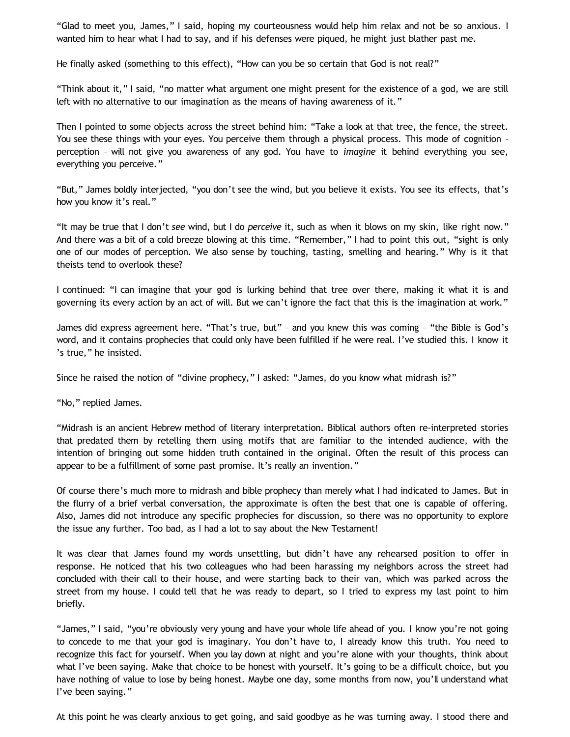"Glad to meet you, James," I said, hoping my courteousness would help him relax and not be so anxious. I wanted him to hear what I had to say, and if his defenses were piqued, he might just blather past me.

He finally asked (something to this effect), "How can you be so certain that God is not real?"

"Think about it," I said, "no matter what argument one might present for the existence of a god, we are still left with no alternative to our imagination as the means of having awareness of it."

Then I pointed to some objects across the street behind him: "Take a look at that tree, the fence, the street. You see these things with your eyes. You perceive them through a physical process. This mode of cognition – perception – will not give you awareness of any god. You have to *imagine* it behind everything you see, everything you perceive."

"But," James boldly interjected, "you don't see the wind, but you believe it exists. You see its effects, that's how you know it's real."

"It may be true that I don't *see* wind, but I do *perceive* it, such as when it blows on my skin, like right now." And there was a bit of a cold breeze blowing at this time. "Remember," I had to point this out, "sight is only one of our modes of perception. We also sense by touching, tasting, smelling and hearing." Why is it that theists tend to overlook these?

I continued: "I can imagine that your god is lurking behind that tree over there, making it what it is and governing its every action by an act of will. But we can't ignore the fact that this is the imagination at work."

James did express agreement here. "That's true, but" – and you knew this was coming – "the Bible is God's word, and it contains prophecies that could only have been fulfilled if he were real. I've studied this. I know it's true," he insisted.

Since he raised the notion of "divine prophecy," I asked: "James, do you know what midrash is?"

"No," replied James.

"Midrash is an ancient Hebrew method of literary interpretation. Biblical authors often re-interpreted stories that predated them by retelling them using motifs that are familiar to the intended audience, with the intention of bringing out some hidden truth contained in the original. Often the result of this process can appear to be a fulfillment of some past promise. It's really an invention."

Of course there's much more to midrash and bible prophecy than merely what I had indicated to James. But in the flurry of a brief verbal conversation, the approximate is often the best that one is capable of offering. Also, James did not introduce any specific prophecies for discussion, so there was no opportunity to explore the issue any further. Too bad, as I had a lot to say about the New Testament!

It was clear that James found my words unsettling, but didn't have any rehearsed position to offer in response. He noticed that his two colleagues who had been harassing my neighbors across the street had concluded with their call to their house, and were starting back to their van, which was parked across the street from my house. I could tell that he was ready to depart, so I tried to express my last point to him briefly.

"James," I said, "you're obviously very young and have your whole life ahead of you. I know you're not going to concede to me that your god is imaginary. You don't have to, I already know this truth. You need to recognize this fact for yourself. When you lay down at night and you're alone with your thoughts, think about what I've been saying. Make that choice to be honest with yourself. It's going to be a difficult choice, but you have nothing of value to lose by being honest. Maybe one day, some months from now, you'll understand what I've been saying."

At this point he was clearly anxious to get going, and said goodbye as he was turning away. I stood there and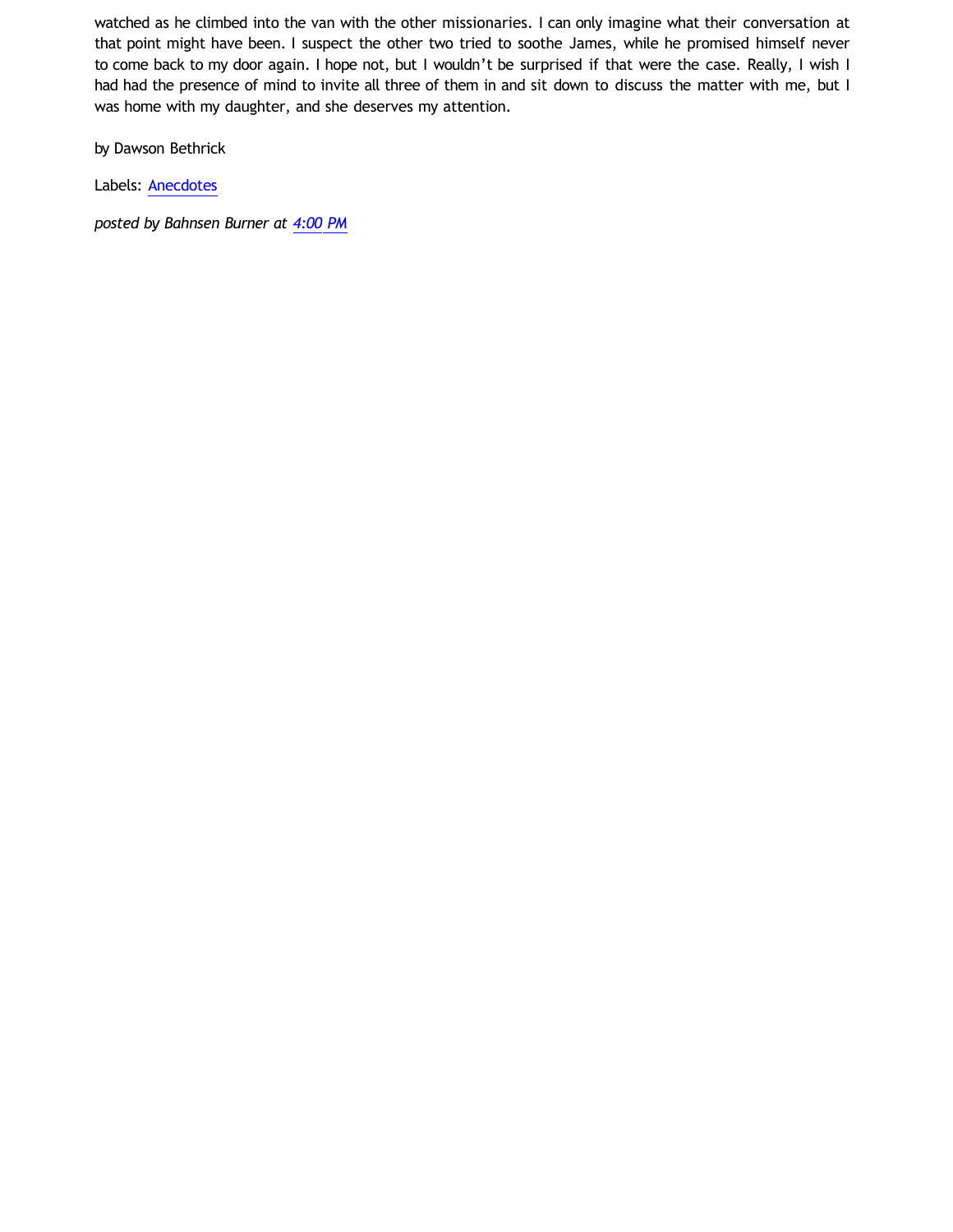watched as he climbed into the van with the other missionaries. I can only imagine what their conversation at that point might have been. I suspect the other two tried to soothe James, while he promised himself never to come back to my door again. I hope not, but I wouldn't be surprised if that were the case. Really, I wish I had had the presence of mind to invite all three of them in and sit down to discuss the matter with me, but I was home with my daughter, and she deserves my attention.

by Dawson Bethrick

Labels: Anecdotes

*posted by Bahnsen Burner at 4:00 PM*